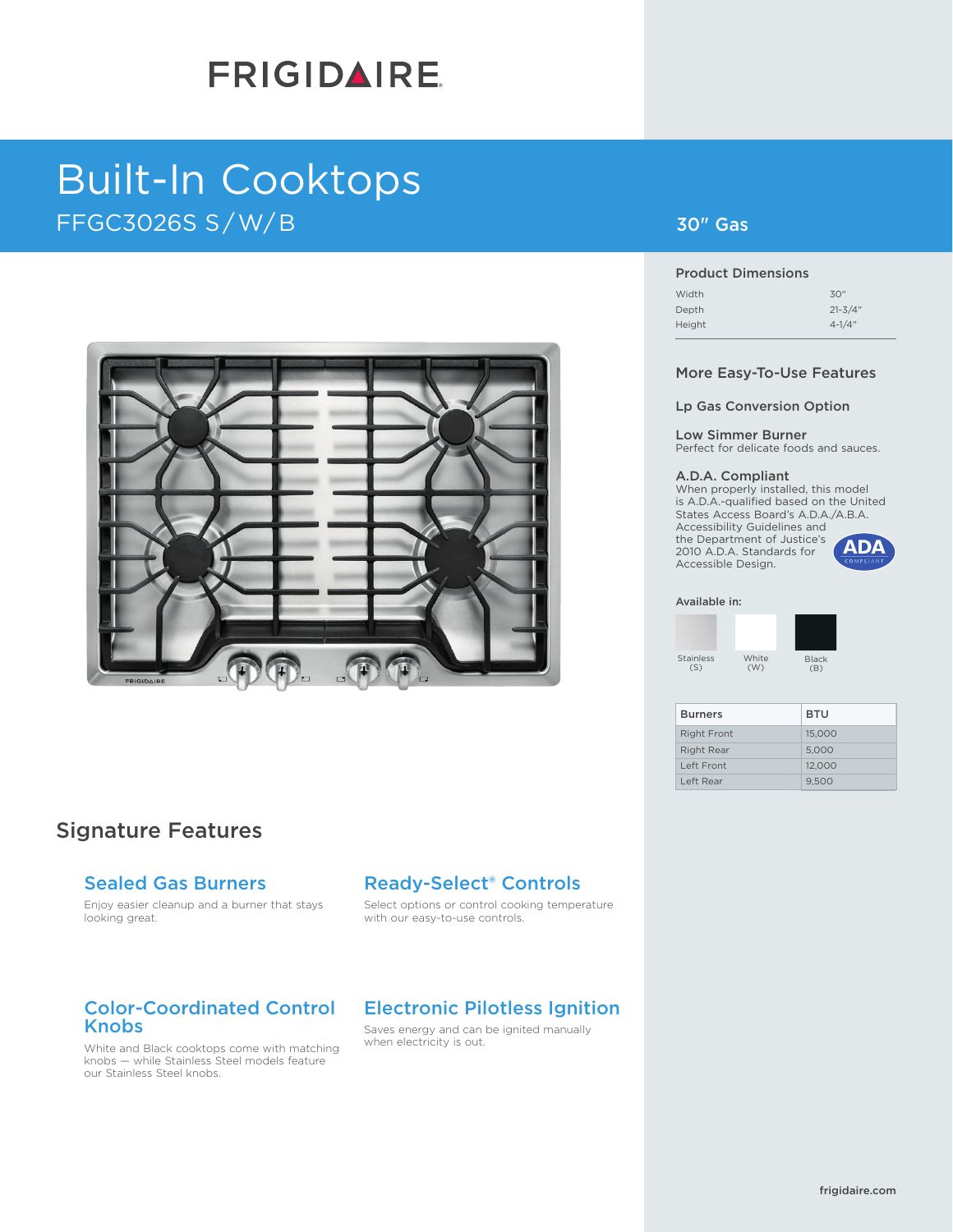# FRIGIDAIRE

# Built-In Cooktops

FFGC3026S S/W/B

## 30" Gas

### Product Dimensions

| | |
|---|---|
| Width | 30" |
| Depth | 21-3/4" |
| Height | 4-1/4" |

### More Easy-To-Use Features

**Lp Gas Conversion Option**

**Low Simmer Burner**
Perfect for delicate foods and sauces.

**A.D.A. Compliant**
When properly installed, this model is A.D.A.-qualified based on the United States Access Board's A.D.A./A.B.A. Accessibility Guidelines and the Department of Justice's 2010 A.D.A. Standards for Accessible Design.

ADA COMPLIANT

**Available in:**

Stainless (S) | White (W) | Black (B)

| Burners | BTU |
|---|---|
| Right Front | 15,000 |
| Right Rear | 5,000 |
| Left Front | 12,000 |
| Left Rear | 9,500 |

## Signature Features

### Sealed Gas Burners

Enjoy easier cleanup and a burner that stays looking great.

### Ready-Select® Controls

Select options or control cooking temperature with our easy-to-use controls.

### Color-Coordinated Control Knobs

White and Black cooktops come with matching knobs — while Stainless Steel models feature our Stainless Steel knobs.

### Electronic Pilotless Ignition

Saves energy and can be ignited manually when electricity is out.

frigidaire.com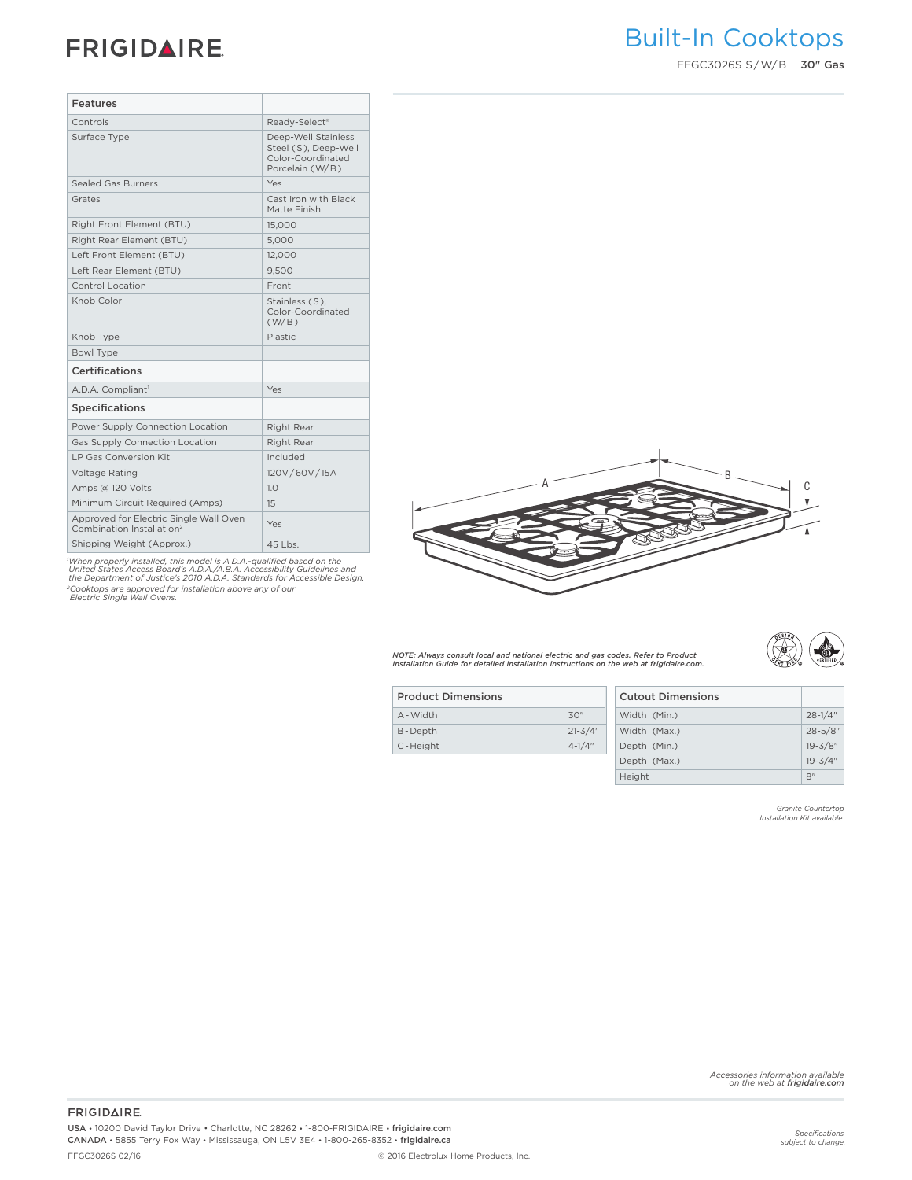FRIGIDAIRE

# Built-In Cooktops

FFGC3026S S/W/B **30" Gas**

| Features | |
|---|---|
| Controls | Ready-Select® |
| Surface Type | Deep-Well Stainless Steel (S), Deep-Well Color-Coordinated Porcelain (W/B) |
| Sealed Gas Burners | Yes |
| Grates | Cast Iron with Black Matte Finish |
| Right Front Element (BTU) | 15,000 |
| Right Rear Element (BTU) | 5,000 |
| Left Front Element (BTU) | 12,000 |
| Left Rear Element (BTU) | 9,500 |
| Control Location | Front |
| Knob Color | Stainless (S), Color-Coordinated (W/B) |
| Knob Type | Plastic |
| Bowl Type | |
| **Certifications** | |
| A.D.A. Compliant[1] | Yes |
| **Specifications** | |
| Power Supply Connection Location | Right Rear |
| Gas Supply Connection Location | Right Rear |
| LP Gas Conversion Kit | Included |
| Voltage Rating | 120V/60V/15A |
| Amps @ 120 Volts | 1.0 |
| Minimum Circuit Required (Amps) | 15 |
| Approved for Electric Single Wall Oven Combination Installation[2] | Yes |
| Shipping Weight (Approx.) | 45 Lbs. |

*[1]When properly installed, this model is A.D.A.-qualified based on the United States Access Board's A.D.A./A.B.A. Accessibility Guidelines and the Department of Justice's 2010 A.D.A. Standards for Accessible Design.*
*[2]Cooktops are approved for installation above any of our Electric Single Wall Ovens.*

*NOTE: Always consult local and national electric and gas codes. Refer to Product Installation Guide for detailed installation instructions on the web at frigidaire.com.*

| Product Dimensions | |
|---|---|
| A-Width | 30" |
| B-Depth | 21-3/4" |
| C-Height | 4-1/4" |

| Cutout Dimensions | |
|---|---|
| Width (Min.) | 28-1/4" |
| Width (Max.) | 28-5/8" |
| Depth (Min.) | 19-3/8" |
| Depth (Max.) | 19-3/4" |
| Height | 8" |

*Granite Countertop Installation Kit available.*

*Accessories information available on the web at **frigidaire.com***

FRIGIDAIRE

USA • 10200 David Taylor Drive • Charlotte, NC 28262 • 1-800-FRIGIDAIRE • frigidaire.com
CANADA • 5855 Terry Fox Way • Mississauga, ON L5V 3E4 • 1-800-265-8352 • frigidaire.ca

FFGC3026S 02/16 © 2016 Electrolux Home Products, Inc.

*Specifications subject to change.*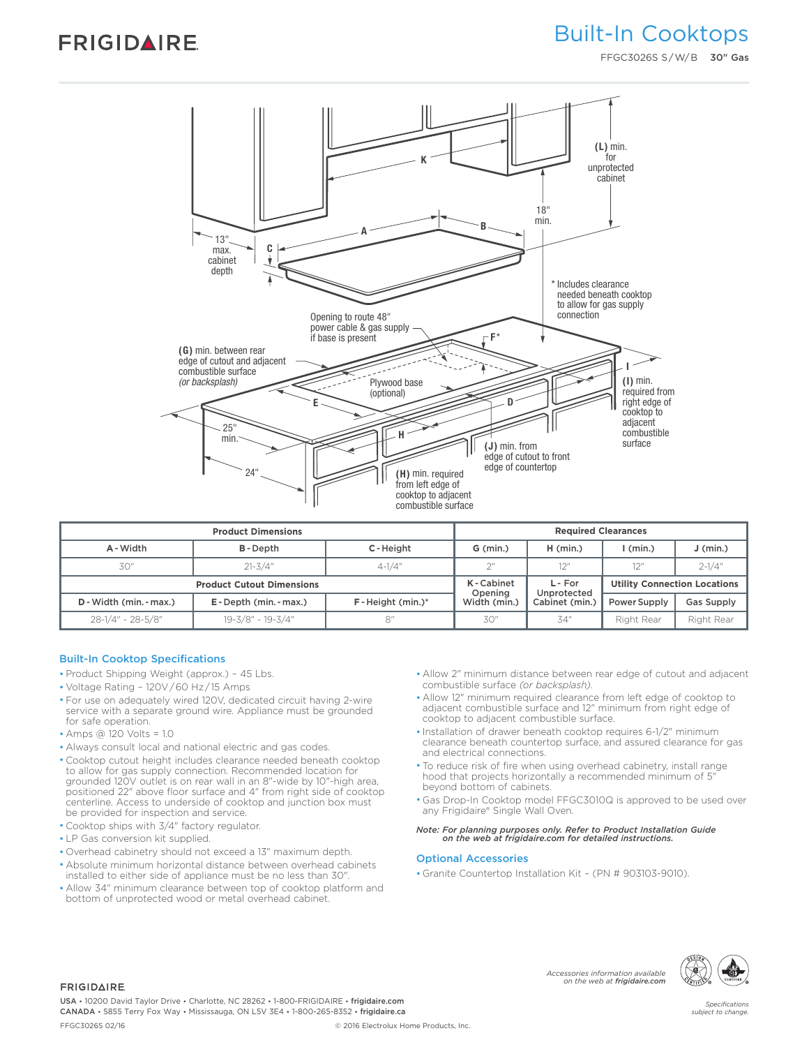FRIGIDAIRE

# Built-In Cooktops

FFGC3026S S/W/B **30" Gas**

(L) min. for unprotected cabinet

K

18" min.

13" max. cabinet depth

A

B

C

\* Includes clearance needed beneath cooktop to allow for gas supply connection

Opening to route 48" power cable & gas supply if base is present

F*

(G) min. between rear edge of cutout and adjacent combustible surface *(or backsplash)*

Plywood base (optional)

E

D

I

(I) min. required from right edge of cooktop to adjacent combustible surface

25" min.

H

(J) min. from edge of cutout to front edge of countertop

24"

(H) min. required from left edge of cooktop to adjacent combustible surface

| Product Dimensions | | | Required Clearances | | | |
|---|---|---|---|---|---|---|
| **A - Width** | **B - Depth** | **C - Height** | **G (min.)** | **H (min.)** | **I (min.)** | **J (min.)** |
| 30" | 21-3/4" | 4-1/4" | 2" | 12" | 12" | 2-1/4" |
| **Product Cutout Dimensions** | | | **K - Cabinet Opening Width (min.)** | **L - For Unprotected Cabinet (min.)** | **Utility Connection Locations** | |
| **D - Width (min. - max.)** | **E - Depth (min. - max.)** | **F - Height (min.)*** | | | **Power Supply** | **Gas Supply** |
| 28-1/4" - 28-5/8" | 19-3/8" - 19-3/4" | 8" | 30" | 34" | Right Rear | Right Rear |

## Built-In Cooktop Specifications

- Product Shipping Weight (approx.) – 45 Lbs.
- Voltage Rating – 120V/60 Hz/15 Amps
- For use on adequately wired 120V, dedicated circuit having 2-wire service with a separate ground wire. Appliance must be grounded for safe operation.
- Amps @ 120 Volts = 1.0
- Always consult local and national electric and gas codes.
- Cooktop cutout height includes clearance needed beneath cooktop to allow for gas supply connection. Recommended location for grounded 120V outlet is on rear wall in an 8"-wide by 10"-high area, positioned 22" above floor surface and 4" from right side of cooktop centerline. Access to underside of cooktop and junction box must be provided for inspection and service.
- Cooktop ships with 3/4" factory regulator.
- LP Gas conversion kit supplied.
- Overhead cabinetry should not exceed a 13" maximum depth.
- Absolute minimum horizontal distance between overhead cabinets installed to either side of appliance must be no less than 30".
- Allow 34" minimum clearance between top of cooktop platform and bottom of unprotected wood or metal overhead cabinet.
- Allow 2" minimum distance between rear edge of cutout and adjacent combustible surface *(or backsplash)*.
- Allow 12" minimum required clearance from left edge of cooktop to adjacent combustible surface and 12" minimum from right edge of cooktop to adjacent combustible surface.
- Installation of drawer beneath cooktop requires 6-1/2" minimum clearance beneath countertop surface, and assured clearance for gas and electrical connections.
- To reduce risk of fire when using overhead cabinetry, install range hood that projects horizontally a recommended minimum of 5" beyond bottom of cabinets.
- Gas Drop-In Cooktop model FFGC3010Q is approved to be used over any Frigidaire® Single Wall Oven.

*Note: For planning purposes only. Refer to Product Installation Guide on the web at frigidaire.com for detailed instructions.*

## Optional Accessories

- Granite Countertop Installation Kit – (PN # 903103-9010).

*Accessories information available on the web at frigidaire.com*

FRIGIDAIRE

USA • 10200 David Taylor Drive • Charlotte, NC 28262 • 1-800-FRIGIDAIRE • **frigidaire.com**
CANADA • 5855 Terry Fox Way • Mississauga, ON L5V 3E4 • 1-800-265-8352 • **frigidaire.ca**

*Specifications subject to change.*

FFGC3026S 02/16 © 2016 Electrolux Home Products, Inc.